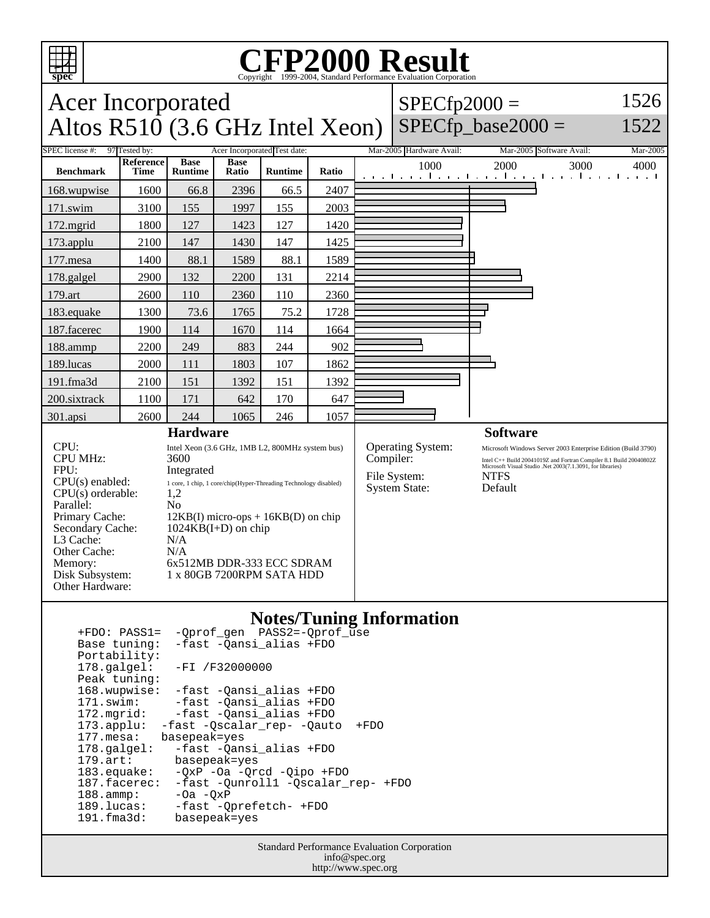# CFP2000 Result

Copyright 1999-2004, Standard Performance Evaluation Corporation

## Acer Incorporated
## Altos R510 (3.6 GHz Intel Xeon)

SPECfp2000 = 1526
SPECfp_base2000 = 1522

| SPEC license #: | 97 | Tested by: | Acer Incorporated | Test date: | Mar-2005 | Hardware Avail: | Mar-2005 | Software Avail: | Mar-2005 |
|---|---|---|---|---|---|---|---|---|---|

| Benchmark | Reference Time | Base Runtime | Base Ratio | Runtime | Ratio |
|---|---|---|---|---|---|
| 168.wupwise | 1600 | 66.8 | 2396 | 66.5 | 2407 |
| 171.swim | 3100 | 155 | 1997 | 155 | 2003 |
| 172.mgrid | 1800 | 127 | 1423 | 127 | 1420 |
| 173.applu | 2100 | 147 | 1430 | 147 | 1425 |
| 177.mesa | 1400 | 88.1 | 1589 | 88.1 | 1589 |
| 178.galgel | 2900 | 132 | 2200 | 131 | 2214 |
| 179.art | 2600 | 110 | 2360 | 110 | 2360 |
| 183.equake | 1300 | 73.6 | 1765 | 75.2 | 1728 |
| 187.facerec | 1900 | 114 | 1670 | 114 | 1664 |
| 188.ammp | 2200 | 249 | 883 | 244 | 902 |
| 189.lucas | 2000 | 111 | 1803 | 107 | 1862 |
| 191.fma3d | 2100 | 151 | 1392 | 151 | 1392 |
| 200.sixtrack | 1100 | 171 | 642 | 170 | 647 |
| 301.apsi | 2600 | 244 | 1065 | 246 | 1057 |

### Hardware

- CPU: Intel Xeon (3.6 GHz, 1MB L2, 800MHz system bus)
- CPU MHz: 3600
- FPU: Integrated
- CPU(s) enabled: 1 core, 1 chip, 1 core/chip(Hyper-Threading Technology disabled)
- CPU(s) orderable: 1,2
- Parallel: No
- Primary Cache: 12KB(I) micro-ops + 16KB(D) on chip
- Secondary Cache: 1024KB(I+D) on chip
- L3 Cache: N/A
- Other Cache: N/A
- Memory: 6x512MB DDR-333 ECC SDRAM
- Disk Subsystem: 1 x 80GB 7200RPM SATA HDD
- Other Hardware:

### Software

- Operating System: Microsoft Windows Server 2003 Enterprise Edition (Build 3790)
- Compiler: Intel C++ Build 20041019Z and Fortran Compiler 8.1 Build 20040802Z Microsoft Visual Studio .Net 2003(7.1.3091, for libraries)
- File System: NTFS
- System State: Default

### Notes/Tuning Information

```
+FDO: PASS1=  -Qprof_gen  PASS2=-Qprof_use
Base tuning:  -fast -Qansi_alias +FDO
Portability:
178.galgel:   -FI /F32000000
Peak tuning:
168.wupwise:  -fast -Qansi_alias +FDO
171.swim:     -fast -Qansi_alias +FDO
172.mgrid:    -fast -Qansi_alias +FDO
173.applu:  -fast -Qscalar_rep- -Qauto  +FDO
177.mesa:   basepeak=yes
178.galgel:   -fast -Qansi_alias +FDO
179.art:      basepeak=yes
183.equake:   -QxP -Oa -Qrcd -Qipo +FDO
187.facerec:  -fast -Qunroll1 -Qscalar_rep- +FDO
188.ammp:     -Oa -QxP
189.lucas:    -fast -Qprefetch- +FDO
191.fma3d:    basepeak=yes
```

Standard Performance Evaluation Corporation
info@spec.org
http://www.spec.org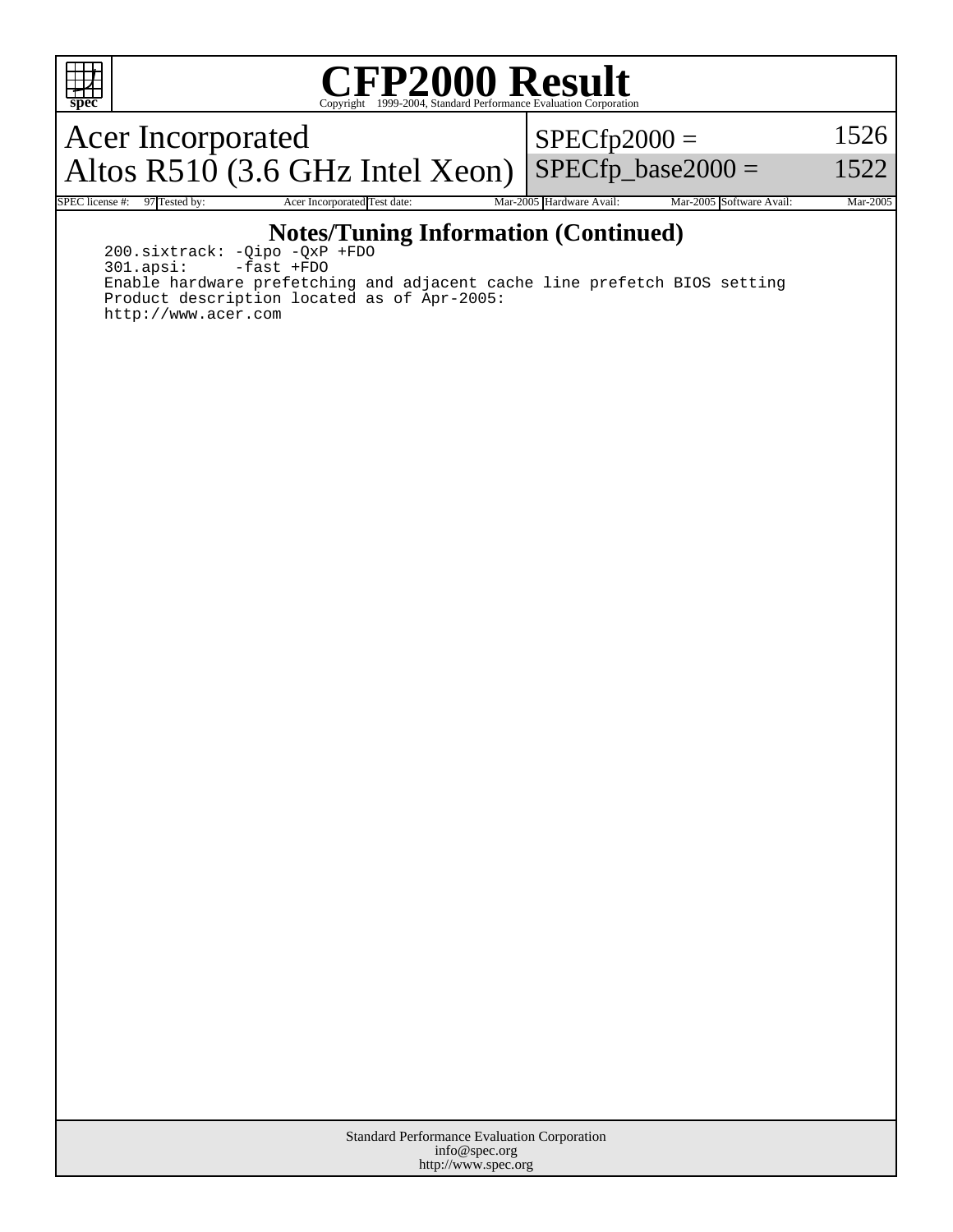# CFP2000 Result

Copyright 1999-2004, Standard Performance Evaluation Corporation

Acer Incorporated
Altos R510 (3.6 GHz Intel Xeon)

SPECfp2000 = 1526
SPECfp_base2000 = 1522

| | | | | | | | | | |
|---|---|---|---|---|---|---|---|---|---|
| SPEC license #: | 97 | Tested by: | Acer Incorporated | Test date: | Mar-2005 | Hardware Avail: | Mar-2005 | Software Avail: | Mar-2005 |

## Notes/Tuning Information (Continued)

```
200.sixtrack: -Qipo -QxP +FDO
301.apsi:     -fast +FDO
Enable hardware prefetching and adjacent cache line prefetch BIOS setting
Product description located as of Apr-2005:
http://www.acer.com
```

Standard Performance Evaluation Corporation
info@spec.org
http://www.spec.org